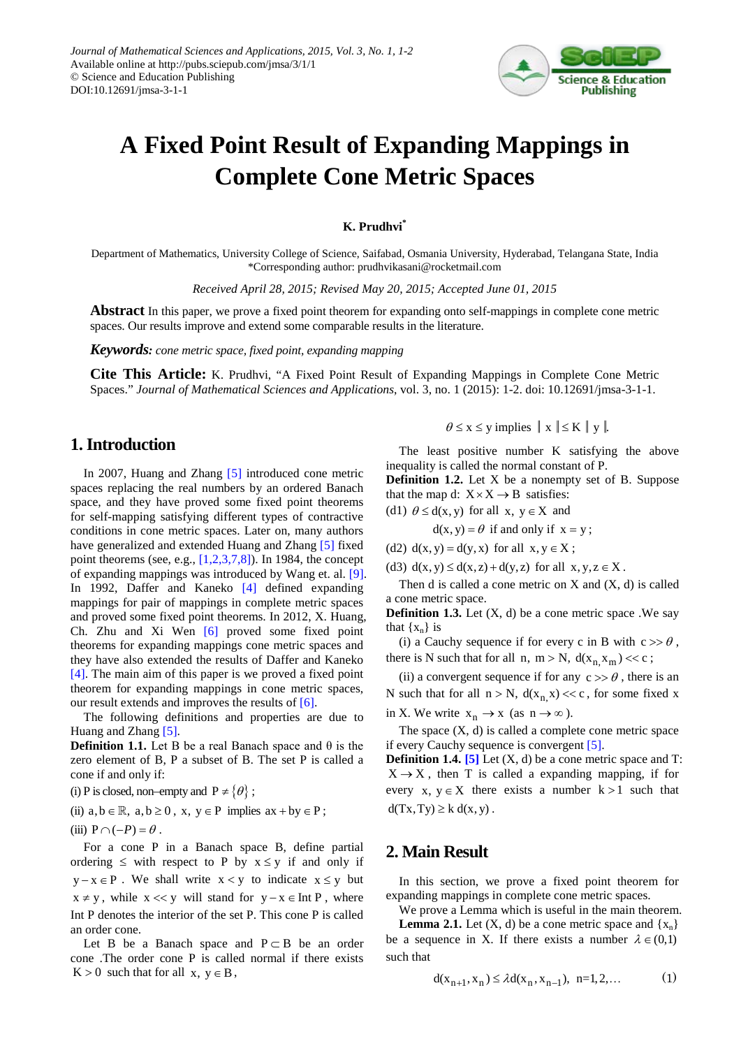Journal of Mathematical Sciences and Applications, 2015, Vol. 3, No. 1, 1-2
Available online at http://pubs.sciepub.com/jmsa/3/1/1
© Science and Education Publishing
DOI:10.12691/jmsa-3-1-1

# A Fixed Point Result of Expanding Mappings in Complete Cone Metric Spaces

**K. Prudhvi***

Department of Mathematics, University College of Science, Saifabad, Osmania University, Hyderabad, Telangana State, India
*Corresponding author: prudhvikasani@rocketmail.com

*Received April 28, 2015; Revised May 20, 2015; Accepted June 01, 2015*

**Abstract** In this paper, we prove a fixed point theorem for expanding onto self-mappings in complete cone metric spaces. Our results improve and extend some comparable results in the literature.

***Keywords:*** *cone metric space, fixed point, expanding mapping*

**Cite This Article:** K. Prudhvi, "A Fixed Point Result of Expanding Mappings in Complete Cone Metric Spaces." *Journal of Mathematical Sciences and Applications*, vol. 3, no. 1 (2015): 1-2. doi: 10.12691/jmsa-3-1-1.

## 1. Introduction

In 2007, Huang and Zhang [5] introduced cone metric spaces replacing the real numbers by an ordered Banach space, and they have proved some fixed point theorems for self-mapping satisfying different types of contractive conditions in cone metric spaces. Later on, many authors have generalized and extended Huang and Zhang [5] fixed point theorems (see, e.g., [1,2,3,7,8]). In 1984, the concept of expanding mappings was introduced by Wang et. al. [9]. In 1992, Daffer and Kaneko [4] defined expanding mappings for pair of mappings in complete metric spaces and proved some fixed point theorems. In 2012, X. Huang, Ch. Zhu and Xi Wen [6] proved some fixed point theorems for expanding mappings cone metric spaces and they have also extended the results of Daffer and Kaneko [4]. The main aim of this paper is we proved a fixed point theorem for expanding mappings in cone metric spaces, our result extends and improves the results of [6].

The following definitions and properties are due to Huang and Zhang [5].

**Definition 1.1.** Let B be a real Banach space and $\theta$ is the zero element of B, P a subset of B. The set P is called a cone if and only if:

(i) P is closed, non–empty and $P \neq \{\theta\}$;

(ii) $a, b \in \mathbb{R}$, $a, b \geq 0$, $x, y \in P$ implies $ax + by \in P$;

(iii) $P \cap (-P) = \theta$.

For a cone P in a Banach space B, define partial ordering $\leq$ with respect to P by $x \leq y$ if and only if $y - x \in P$. We shall write $x < y$ to indicate $x \leq y$ but $x \neq y$, while $x << y$ will stand for $y - x \in \text{Int}\, P$, where Int P denotes the interior of the set P. This cone P is called an order cone.

Let B be a Banach space and $P \subset B$ be an order cone .The order cone P is called normal if there exists $K > 0$ such that for all $x, y \in B$,

$$\theta \leq x \leq y \text{ implies } \| x \| \leq K \| y \|.$$

The least positive number K satisfying the above inequality is called the normal constant of P.

**Definition 1.2.** Let X be a nonempty set of B. Suppose that the map d: $X \times X \to B$ satisfies:

(d1) $\theta \leq d(x, y)$ for all $x, y \in X$ and

$d(x, y) = \theta$ if and only if $x = y$;

(d2) $d(x, y) = d(y, x)$ for all $x, y \in X$;

(d3) $d(x, y) \leq d(x, z) + d(y, z)$ for all $x, y, z \in X$.

Then d is called a cone metric on X and (X, d) is called a cone metric space.

**Definition 1.3.** Let (X, d) be a cone metric space .We say that $\{x_n\}$ is

(i) a Cauchy sequence if for every c in B with $c >> \theta$, there is N such that for all $n, m > N$, $d(x_n, x_m) << c$;

(ii) a convergent sequence if for any $c >> \theta$, there is an N such that for all $n > N$, $d(x_n, x) << c$, for some fixed x in X. We write $x_n \to x$ (as $n \to \infty$).

The space (X, d) is called a complete cone metric space if every Cauchy sequence is convergent [5].

**Definition 1.4.** [5] Let (X, d) be a cone metric space and T: $X \to X$, then T is called a expanding mapping, if for every $x, y \in X$ there exists a number $k > 1$ such that $d(Tx, Ty) \geq k\, d(x, y)$.

## 2. Main Result

In this section, we prove a fixed point theorem for expanding mappings in complete cone metric spaces.

We prove a Lemma which is useful in the main theorem.

**Lemma 2.1.** Let (X, d) be a cone metric space and $\{x_n\}$ be a sequence in X. If there exists a number $\lambda \in (0,1)$ such that

$$d(x_{n+1}, x_n) \leq \lambda d(x_n, x_{n-1}), \ \text{n=1,2,...} \qquad (1)$$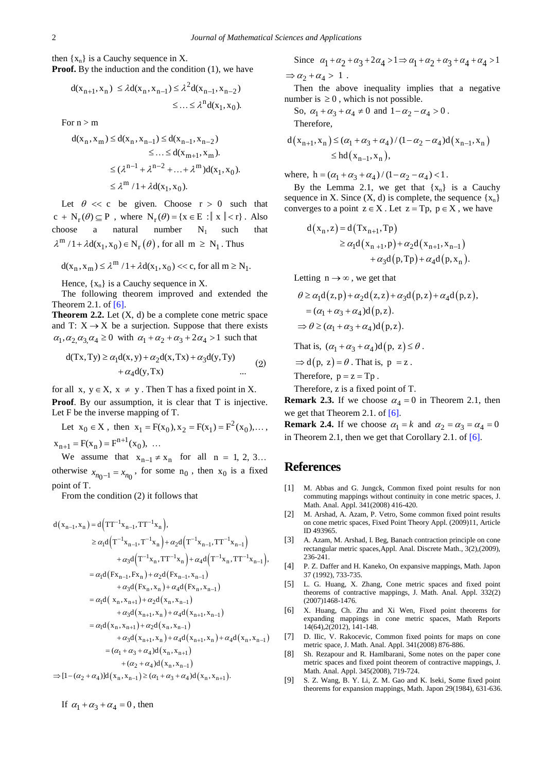then $\{x_n\}$ is a Cauchy sequence in X.

**Proof.** By the induction and the condition (1), we have

$$d(x_{n+1}, x_n) \leq \lambda d(x_n, x_{n-1}) \leq \lambda^2 d(x_{n-1}, x_{n-2}) \leq \ldots \leq \lambda^n d(x_1, x_0).$$

For n > m

$$\begin{aligned} d(x_n, x_m) &\leq d(x_n, x_{n-1}) \leq d(x_{n-1}, x_{n-2}) \\ &\leq \ldots \leq d(x_{m+1}, x_m). \\ &\leq (\lambda^{n-1} + \lambda^{n-2} + \ldots + \lambda^m) d(x_1, x_0). \\ &\leq \lambda^m / 1 + \lambda d(x_1, x_0). \end{aligned}$$

Let $\theta << c$ be given. Choose $r > 0$ such that $c + N_r(\theta) \subseteq P$, where $N_r(\theta) = \{x \in E : \| x \| < r\}$. Also choose a natural number $N_1$ such that $\lambda^m / 1 + \lambda d(x_1, x_0) \in N_r(\theta)$, for all $m \geq N_1$. Thus

$$d(x_n, x_m) \leq \lambda^m / 1 + \lambda d(x_1, x_0) << c, \text{ for all } m \geq N_1.$$

Hence, $\{x_n\}$ is a Cauchy sequence in X.

The following theorem improved and extended the Theorem 2.1. of [6].

**Theorem 2.2.** Let (X, d) be a complete cone metric space and T: X → X be a surjection. Suppose that there exists $\alpha_1, \alpha_2, \alpha_3, \alpha_4 \geq 0$ with $\alpha_1 + \alpha_2 + \alpha_3 + 2\alpha_4 > 1$ such that

$$d(Tx, Ty) \geq \alpha_1 d(x, y) + \alpha_2 d(x, Tx) + \alpha_3 d(y, Ty) + \alpha_4 d(y, Tx) \quad \ldots \quad (2)$$

for all $x, y \in X$, $x \neq y$. Then T has a fixed point in X.

**Proof**. By our assumption, it is clear that T is injective. Let F be the inverse mapping of T.

Let $x_0 \in X$, then $x_1 = F(x_0), x_2 = F(x_1) = F^2(x_0), \ldots,$ $x_{n+1} = F(x_n) = F^{n+1}(x_0), \ \ldots$

We assume that $x_{n-1} \neq x_n$ for all n = 1, 2, 3… otherwise $x_{n_0 - 1} = x_{n_0}$, for some $n_0$, then $x_0$ is a fixed point of T.

From the condition (2) it follows that

$$\begin{aligned} d(x_{n-1}, x_n) &= d\left(TT^{-1}x_{n-1}, TT^{-1}x_n\right), \\ &\geq \alpha_1 d\left(T^{-1}x_{n-1}, T^{-1}x_n\right) + \alpha_2 d\left(T^{-1}x_{n-1}, TT^{-1}x_{n-1}\right) \\ &\quad + \alpha_3 d\left(T^{-1}x_n, TT^{-1}x_n\right) + \alpha_4 d\left(T^{-1}x_n, TT^{-1}x_{n-1}\right), \\ &= \alpha_1 d\left(Fx_{n-1}, Fx_n\right) + \alpha_2 d\left(Fx_{n-1}, x_{n-1}\right) \\ &\quad + \alpha_3 d\left(Fx_n, x_n\right) + \alpha_4 d\left(Fx_n, x_{n-1}\right) \\ &= \alpha_1 d\left(x_n, x_{n+1}\right) + \alpha_2 d\left(x_n, x_{n-1}\right) \\ &\quad + \alpha_3 d\left(x_{n+1}, x_n\right) + \alpha_4 d\left(x_{n+1}, x_{n-1}\right) \\ &= \alpha_1 d\left(x_n, x_{n+1}\right) + \alpha_2 d\left(x_n, x_{n-1}\right) \\ &\quad + \alpha_3 d\left(x_{n+1}, x_n\right) + \alpha_4 d\left(x_{n+1}, x_n\right) + \alpha_4 d\left(x_n, x_{n-1}\right) \\ &= (\alpha_1 + \alpha_3 + \alpha_4) d\left(x_n, x_{n+1}\right) \\ &\quad + (\alpha_2 + \alpha_4) d\left(x_n, x_{n-1}\right) \end{aligned}$$

$$\Rightarrow [1 - (\alpha_2 + \alpha_4)] d\left(x_n, x_{n-1}\right) \geq (\alpha_1 + \alpha_3 + \alpha_4) d\left(x_n, x_{n+1}\right).$$

If $\alpha_1 + \alpha_3 + \alpha_4 = 0$, then

Since $\alpha_1 + \alpha_2 + \alpha_3 + 2\alpha_4 > 1 \Rightarrow \alpha_1 + \alpha_2 + \alpha_3 + \alpha_4 + \alpha_4 > 1$ $\Rightarrow \alpha_2 + \alpha_4 > 1$.

Then the above inequality implies that a negative number is $\geq 0$, which is not possible.

So, $\alpha_1 + \alpha_3 + \alpha_4 \neq 0$ and $1 - \alpha_2 - \alpha_4 > 0$.

Therefore,

$$\begin{aligned} d\left(x_{n+1}, x_n\right) &\leq (\alpha_1 + \alpha_3 + \alpha_4) / (1 - \alpha_2 - \alpha_4) d\left(x_{n-1}, x_n\right) \\ &\leq h d\left(x_{n-1}, x_n\right), \end{aligned}$$

where, $h = (\alpha_1 + \alpha_3 + \alpha_4) / (1 - \alpha_2 - \alpha_4) < 1$.

By the Lemma 2.1, we get that $\{x_n\}$ is a Cauchy sequence in X. Since (X, d) is complete, the sequence $\{x_n\}$ converges to a point $z \in X$. Let $z = Tp$, $p \in X$, we have

$$\begin{aligned} d\left(x_n, z\right) &= d\left(Tx_{n+1}, Tp\right) \\ &\geq \alpha_1 d\left(x_{n+1}, p\right) + \alpha_2 d\left(x_{n+1}, x_{n-1}\right) \\ &\quad + \alpha_3 d\left(p, Tp\right) + \alpha_4 d\left(p, x_n\right). \end{aligned}$$

Letting $n \to \infty$, we get that

$$\begin{aligned} \theta &\geq \alpha_1 d\left(z, p\right) + \alpha_2 d\left(z, z\right) + \alpha_3 d\left(p, z\right) + \alpha_4 d\left(p, z\right), \\ &= (\alpha_1 + \alpha_3 + \alpha_4) d\left(p, z\right). \end{aligned}$$

$$\Rightarrow \theta \geq (\alpha_1 + \alpha_3 + \alpha_4) d\left(p, z\right).$$

That is, $(\alpha_1 + \alpha_3 + \alpha_4) d(p, z) \leq \theta$.

$\Rightarrow d(p, z) = \theta$. That is, $p = z$.

Therefore, $p = z = Tp$.

Therefore, z is a fixed point of T.

**Remark 2.3.** If we choose $\alpha_4 = 0$ in Theorem 2.1, then we get that Theorem 2.1. of [6].

**Remark 2.4.** If we choose $\alpha_1 = k$ and $\alpha_2 = \alpha_3 = \alpha_4 = 0$ in Theorem 2.1, then we get that Corollary 2.1. of [6].

## References

[1] M. Abbas and G. Jungck, Common fixed point results for non commuting mappings without continuity in cone metric spaces, J. Math. Anal. Appl. 341(2008) 416-420.

[2] M. Arshad, A. Azam, P. Vetro, Some common fixed point results on cone metric spaces, Fixed Point Theory Appl. (2009)11, Article ID 493965.

[3] A. Azam, M. Arshad, I. Beg, Banach contraction principle on cone rectangular metric spaces,Appl. Anal. Discrete Math., 3(2),(2009), 236-241.

[4] P. Z. Daffer and H. Kaneko, On expansive mappings, Math. Japon 37 (1992), 733-735.

[5] L. G. Huang, X. Zhang, Cone metric spaces and fixed point theorems of contractive mappings, J. Math. Anal. Appl. 332(2) (2007)1468-1476.

[6] X. Huang, Ch. Zhu and Xi Wen, Fixed point theorems for expanding mappings in cone metric spaces, Math Reports 14(64),2(2012), 141-148.

[7] D. Ilic, V. Rakocevic, Common fixed points for maps on cone metric space, J. Math. Anal. Appl. 341(2008) 876-886.

[8] Sh. Rezapour and R. Hamlbarani, Some notes on the paper cone metric spaces and fixed point theorem of contractive mappings, J. Math. Anal. Appl. 345(2008), 719-724.

[9] S. Z. Wang, B. Y. Li, Z. M. Gao and K. Iseki, Some fixed point theorems for expansion mappings, Math. Japon 29(1984), 631-636.